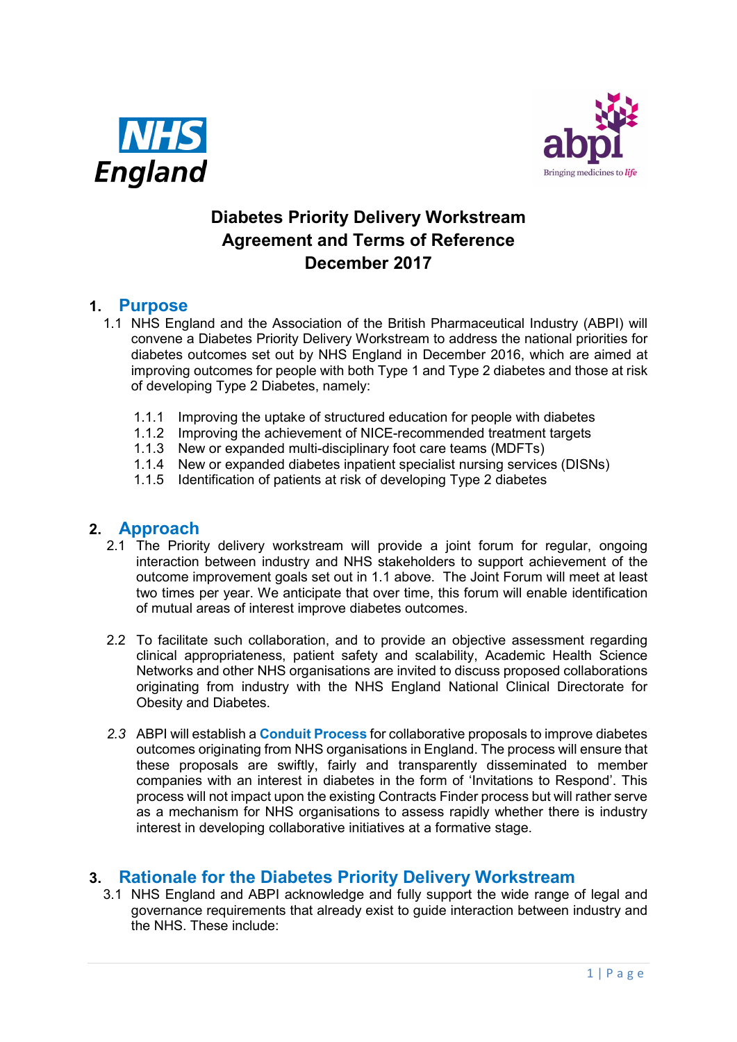# Diabetes Priority Delivery Workstream Agreement and Terms of Reference December 2017

## 1. Purpose

1.1 NHS England and the Association of the British Pharmaceutical Industry (ABPI) will convene a Diabetes Priority Delivery Workstream to address the national priorities for diabetes outcomes set out by NHS England in December 2016, which are aimed at improving outcomes for people with both Type 1 and Type 2 diabetes and those at risk of developing Type 2 Diabetes, namely:

- 1.1.1 Improving the uptake of structured education for people with diabetes
- 1.1.2 Improving the achievement of NICE-recommended treatment targets
- 1.1.3 New or expanded multi-disciplinary foot care teams (MDFTs)
- 1.1.4 New or expanded diabetes inpatient specialist nursing services (DISNs)
- 1.1.5 Identification of patients at risk of developing Type 2 diabetes

## 2. Approach

2.1 The Priority delivery workstream will provide a joint forum for regular, ongoing interaction between industry and NHS stakeholders to support achievement of the outcome improvement goals set out in 1.1 above. The Joint Forum will meet at least two times per year. We anticipate that over time, this forum will enable identification of mutual areas of interest improve diabetes outcomes.

2.2 To facilitate such collaboration, and to provide an objective assessment regarding clinical appropriateness, patient safety and scalability, Academic Health Science Networks and other NHS organisations are invited to discuss proposed collaborations originating from industry with the NHS England National Clinical Directorate for Obesity and Diabetes.

*2.3* ABPI will establish a **Conduit Process** for collaborative proposals to improve diabetes outcomes originating from NHS organisations in England. The process will ensure that these proposals are swiftly, fairly and transparently disseminated to member companies with an interest in diabetes in the form of 'Invitations to Respond'. This process will not impact upon the existing Contracts Finder process but will rather serve as a mechanism for NHS organisations to assess rapidly whether there is industry interest in developing collaborative initiatives at a formative stage.

## 3. Rationale for the Diabetes Priority Delivery Workstream

3.1 NHS England and ABPI acknowledge and fully support the wide range of legal and governance requirements that already exist to guide interaction between industry and the NHS. These include: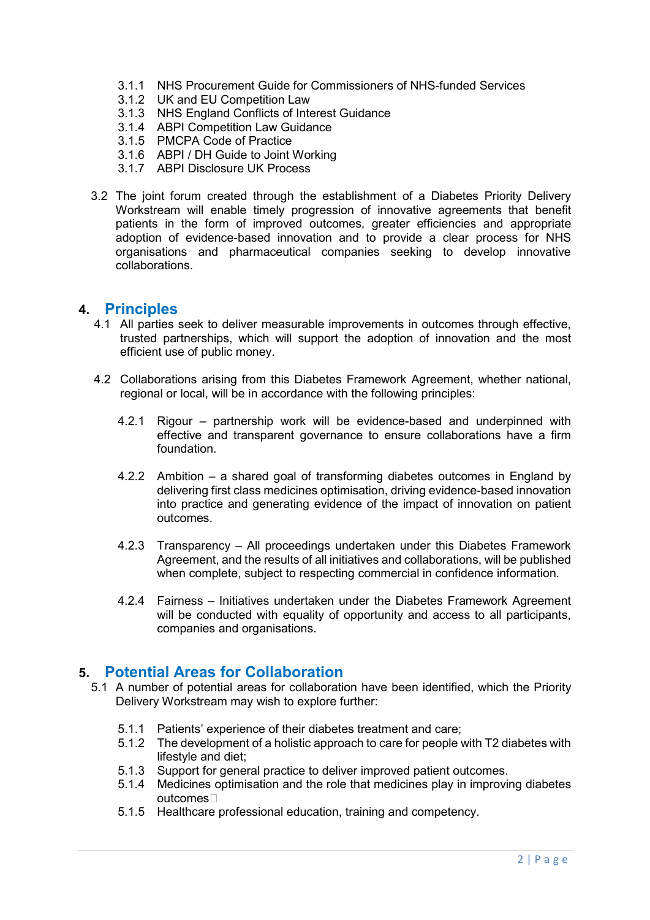3.1.1 NHS Procurement Guide for Commissioners of NHS-funded Services
3.1.2 UK and EU Competition Law
3.1.3 NHS England Conflicts of Interest Guidance
3.1.4 ABPI Competition Law Guidance
3.1.5 PMCPA Code of Practice
3.1.6 ABPI / DH Guide to Joint Working
3.1.7 ABPI Disclosure UK Process

3.2 The joint forum created through the establishment of a Diabetes Priority Delivery Workstream will enable timely progression of innovative agreements that benefit patients in the form of improved outcomes, greater efficiencies and appropriate adoption of evidence-based innovation and to provide a clear process for NHS organisations and pharmaceutical companies seeking to develop innovative collaborations.

## 4. Principles

4.1 All parties seek to deliver measurable improvements in outcomes through effective, trusted partnerships, which will support the adoption of innovation and the most efficient use of public money.

4.2 Collaborations arising from this Diabetes Framework Agreement, whether national, regional or local, will be in accordance with the following principles:

4.2.1 Rigour – partnership work will be evidence-based and underpinned with effective and transparent governance to ensure collaborations have a firm foundation.

4.2.2 Ambition – a shared goal of transforming diabetes outcomes in England by delivering first class medicines optimisation, driving evidence-based innovation into practice and generating evidence of the impact of innovation on patient outcomes.

4.2.3 Transparency – All proceedings undertaken under this Diabetes Framework Agreement, and the results of all initiatives and collaborations, will be published when complete, subject to respecting commercial in confidence information.

4.2.4 Fairness – Initiatives undertaken under the Diabetes Framework Agreement will be conducted with equality of opportunity and access to all participants, companies and organisations.

## 5. Potential Areas for Collaboration

5.1 A number of potential areas for collaboration have been identified, which the Priority Delivery Workstream may wish to explore further:

5.1.1 Patients' experience of their diabetes treatment and care;
5.1.2 The development of a holistic approach to care for people with T2 diabetes with lifestyle and diet;
5.1.3 Support for general practice to deliver improved patient outcomes.
5.1.4 Medicines optimisation and the role that medicines play in improving diabetes outcomes
5.1.5 Healthcare professional education, training and competency.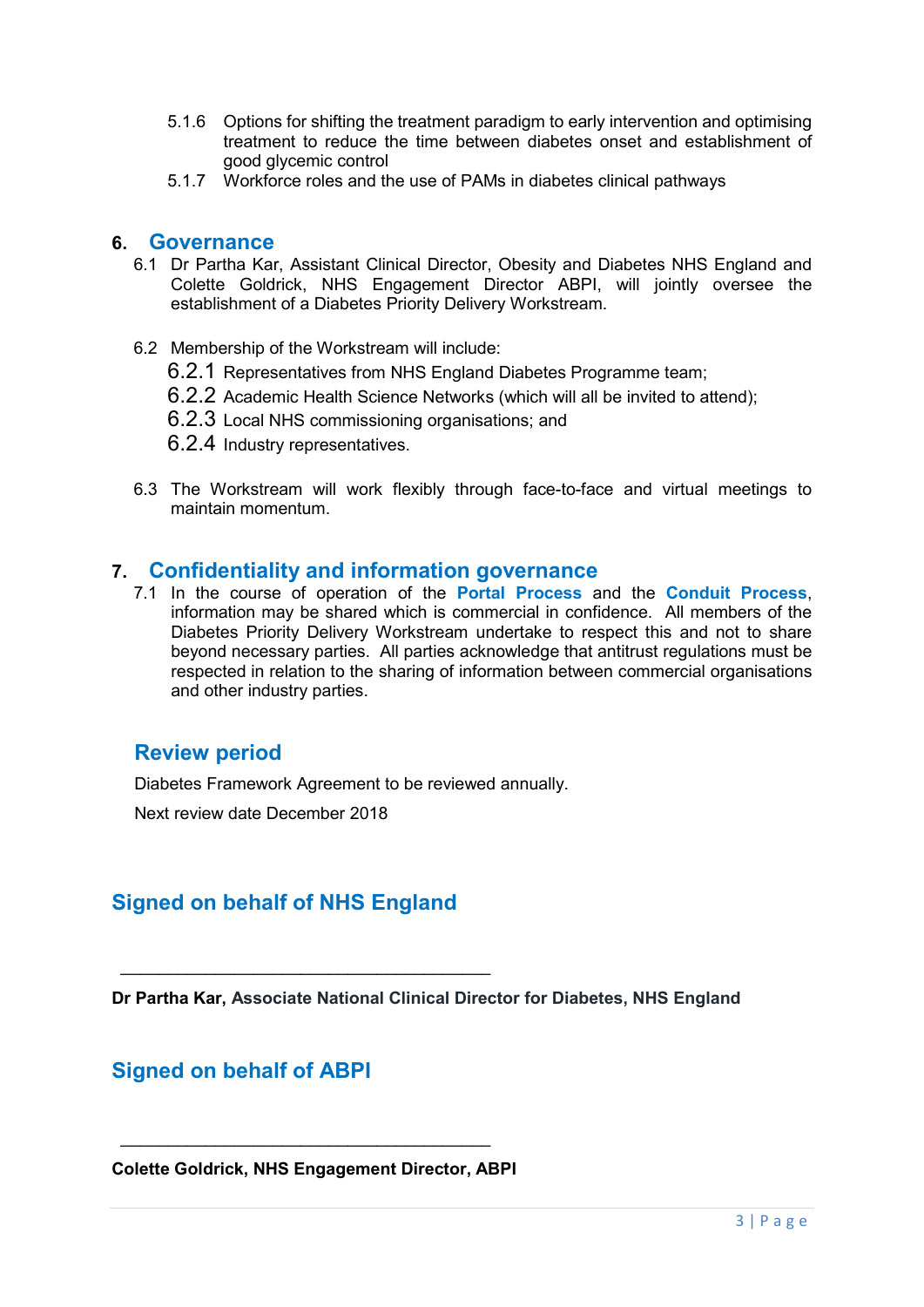5.1.6 Options for shifting the treatment paradigm to early intervention and optimising treatment to reduce the time between diabetes onset and establishment of good glycemic control

5.1.7 Workforce roles and the use of PAMs in diabetes clinical pathways

## 6. Governance

6.1 Dr Partha Kar, Assistant Clinical Director, Obesity and Diabetes NHS England and Colette Goldrick, NHS Engagement Director ABPI, will jointly oversee the establishment of a Diabetes Priority Delivery Workstream.

6.2 Membership of the Workstream will include:

6.2.1 Representatives from NHS England Diabetes Programme team;

6.2.2 Academic Health Science Networks (which will all be invited to attend);

6.2.3 Local NHS commissioning organisations; and

6.2.4 Industry representatives.

6.3 The Workstream will work flexibly through face-to-face and virtual meetings to maintain momentum.

## 7. Confidentiality and information governance

7.1 In the course of operation of the **Portal Process** and the **Conduit Process**, information may be shared which is commercial in confidence. All members of the Diabetes Priority Delivery Workstream undertake to respect this and not to share beyond necessary parties. All parties acknowledge that antitrust regulations must be respected in relation to the sharing of information between commercial organisations and other industry parties.

## Review period

Diabetes Framework Agreement to be reviewed annually.

Next review date December 2018

## Signed on behalf of NHS England

\_\_\_\_\_\_\_\_\_\_\_\_\_\_\_\_\_\_\_\_\_\_\_\_\_\_\_\_\_\_\_\_\_\_\_\_\_\_\_\_

**Dr Partha Kar, Associate National Clinical Director for Diabetes, NHS England**

## Signed on behalf of ABPI

\_\_\_\_\_\_\_\_\_\_\_\_\_\_\_\_\_\_\_\_\_\_\_\_\_\_\_\_\_\_\_\_\_\_\_\_\_\_\_\_

**Colette Goldrick, NHS Engagement Director, ABPI**